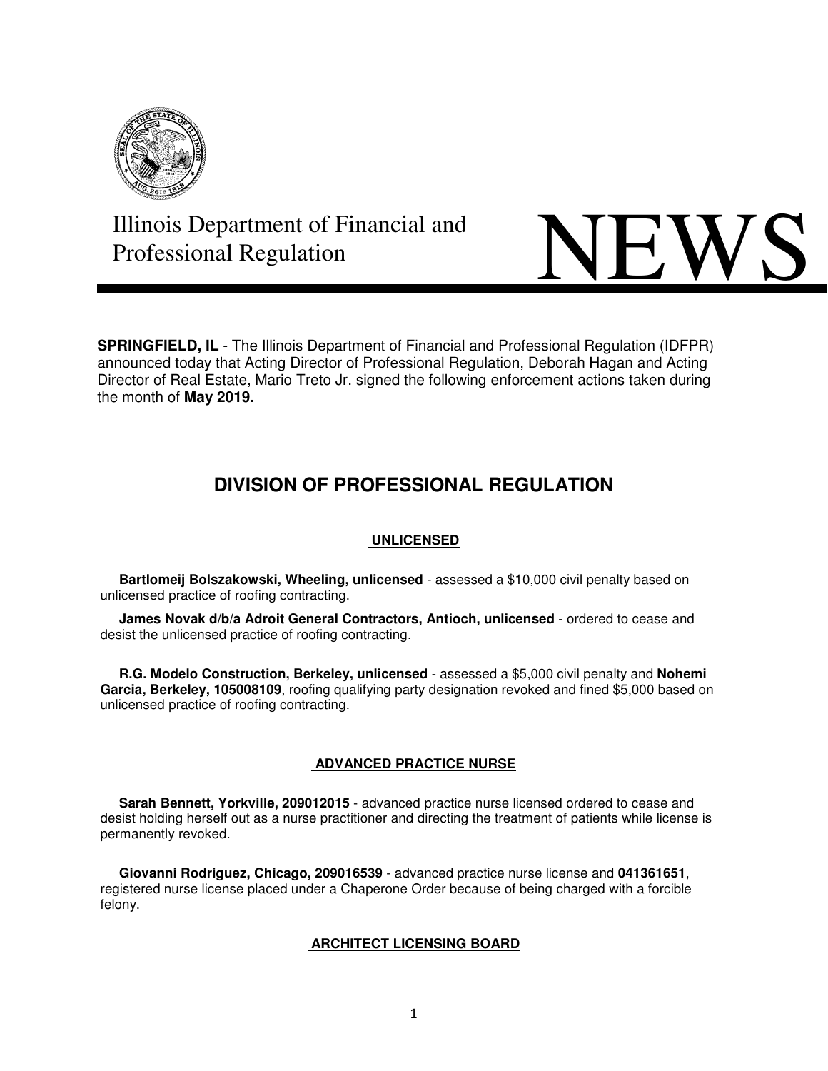Illinois Department of Financial and Professional Regulation

# NEWS

**SPRINGFIELD, IL** - The Illinois Department of Financial and Professional Regulation (IDFPR) announced today that Acting Director of Professional Regulation, Deborah Hagan and Acting Director of Real Estate, Mario Treto Jr. signed the following enforcement actions taken during the month of **May 2019.**

## DIVISION OF PROFESSIONAL REGULATION

### UNLICENSED

**Bartlomeij Bolszakowski, Wheeling, unlicensed** - assessed a $10,000 civil penalty based on unlicensed practice of roofing contracting.

**James Novak d/b/a Adroit General Contractors, Antioch, unlicensed** - ordered to cease and desist the unlicensed practice of roofing contracting.

**R.G. Modelo Construction, Berkeley, unlicensed** - assessed a $5,000 civil penalty and **Nohemi Garcia, Berkeley, 105008109**, roofing qualifying party designation revoked and fined $5,000 based on unlicensed practice of roofing contracting.

### ADVANCED PRACTICE NURSE

**Sarah Bennett, Yorkville, 209012015** - advanced practice nurse licensed ordered to cease and desist holding herself out as a nurse practitioner and directing the treatment of patients while license is permanently revoked.

**Giovanni Rodriguez, Chicago, 209016539** - advanced practice nurse license and **041361651**, registered nurse license placed under a Chaperone Order because of being charged with a forcible felony.

### ARCHITECT LICENSING BOARD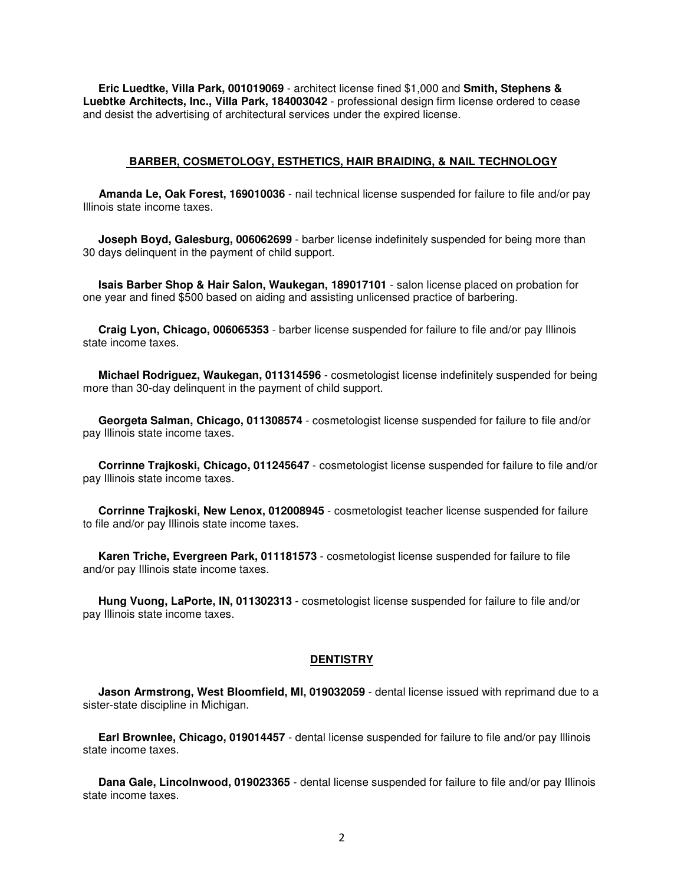**Eric Luedtke, Villa Park, 001019069** - architect license fined $1,000 and **Smith, Stephens & Luebtke Architects, Inc., Villa Park, 184003042** - professional design firm license ordered to cease and desist the advertising of architectural services under the expired license.

## BARBER, COSMETOLOGY, ESTHETICS, HAIR BRAIDING, & NAIL TECHNOLOGY

**Amanda Le, Oak Forest, 169010036** - nail technical license suspended for failure to file and/or pay Illinois state income taxes.

**Joseph Boyd, Galesburg, 006062699** - barber license indefinitely suspended for being more than 30 days delinquent in the payment of child support.

**Isais Barber Shop & Hair Salon, Waukegan, 189017101** - salon license placed on probation for one year and fined $500 based on aiding and assisting unlicensed practice of barbering.

**Craig Lyon, Chicago, 006065353** - barber license suspended for failure to file and/or pay Illinois state income taxes.

**Michael Rodriguez, Waukegan, 011314596** - cosmetologist license indefinitely suspended for being more than 30-day delinquent in the payment of child support.

**Georgeta Salman, Chicago, 011308574** - cosmetologist license suspended for failure to file and/or pay Illinois state income taxes.

**Corrinne Trajkoski, Chicago, 011245647** - cosmetologist license suspended for failure to file and/or pay Illinois state income taxes.

**Corrinne Trajkoski, New Lenox, 012008945** - cosmetologist teacher license suspended for failure to file and/or pay Illinois state income taxes.

**Karen Triche, Evergreen Park, 011181573** - cosmetologist license suspended for failure to file and/or pay Illinois state income taxes.

**Hung Vuong, LaPorte, IN, 011302313** - cosmetologist license suspended for failure to file and/or pay Illinois state income taxes.

## DENTISTRY

**Jason Armstrong, West Bloomfield, MI, 019032059** - dental license issued with reprimand due to a sister-state discipline in Michigan.

**Earl Brownlee, Chicago, 019014457** - dental license suspended for failure to file and/or pay Illinois state income taxes.

**Dana Gale, Lincolnwood, 019023365** - dental license suspended for failure to file and/or pay Illinois state income taxes.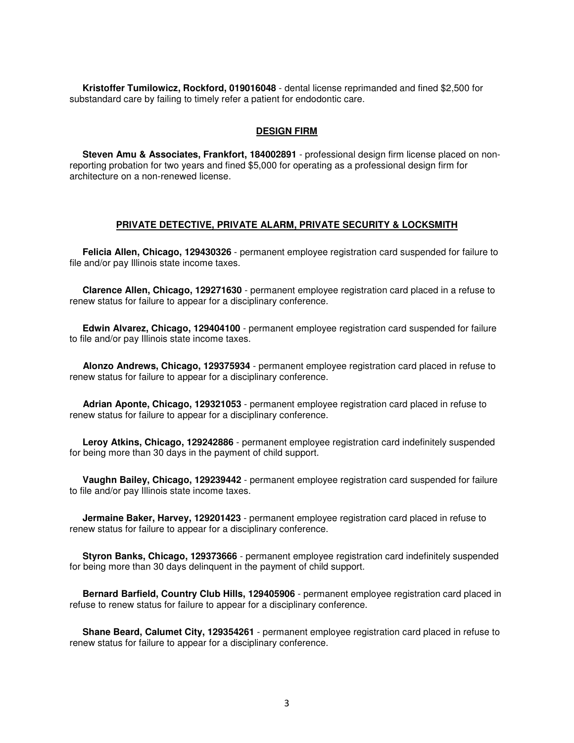**Kristoffer Tumilowicz, Rockford, 019016048** - dental license reprimanded and fined $2,500 for substandard care by failing to timely refer a patient for endodontic care.

## DESIGN FIRM

**Steven Amu & Associates, Frankfort, 184002891** - professional design firm license placed on non-reporting probation for two years and fined $5,000 for operating as a professional design firm for architecture on a non-renewed license.

## PRIVATE DETECTIVE, PRIVATE ALARM, PRIVATE SECURITY & LOCKSMITH

**Felicia Allen, Chicago, 129430326** - permanent employee registration card suspended for failure to file and/or pay Illinois state income taxes.

**Clarence Allen, Chicago, 129271630** - permanent employee registration card placed in a refuse to renew status for failure to appear for a disciplinary conference.

**Edwin Alvarez, Chicago, 129404100** - permanent employee registration card suspended for failure to file and/or pay Illinois state income taxes.

**Alonzo Andrews, Chicago, 129375934** - permanent employee registration card placed in refuse to renew status for failure to appear for a disciplinary conference.

**Adrian Aponte, Chicago, 129321053** - permanent employee registration card placed in refuse to renew status for failure to appear for a disciplinary conference.

**Leroy Atkins, Chicago, 129242886** - permanent employee registration card indefinitely suspended for being more than 30 days in the payment of child support.

**Vaughn Bailey, Chicago, 129239442** - permanent employee registration card suspended for failure to file and/or pay Illinois state income taxes.

**Jermaine Baker, Harvey, 129201423** - permanent employee registration card placed in refuse to renew status for failure to appear for a disciplinary conference.

**Styron Banks, Chicago, 129373666** - permanent employee registration card indefinitely suspended for being more than 30 days delinquent in the payment of child support.

**Bernard Barfield, Country Club Hills, 129405906** - permanent employee registration card placed in refuse to renew status for failure to appear for a disciplinary conference.

**Shane Beard, Calumet City, 129354261** - permanent employee registration card placed in refuse to renew status for failure to appear for a disciplinary conference.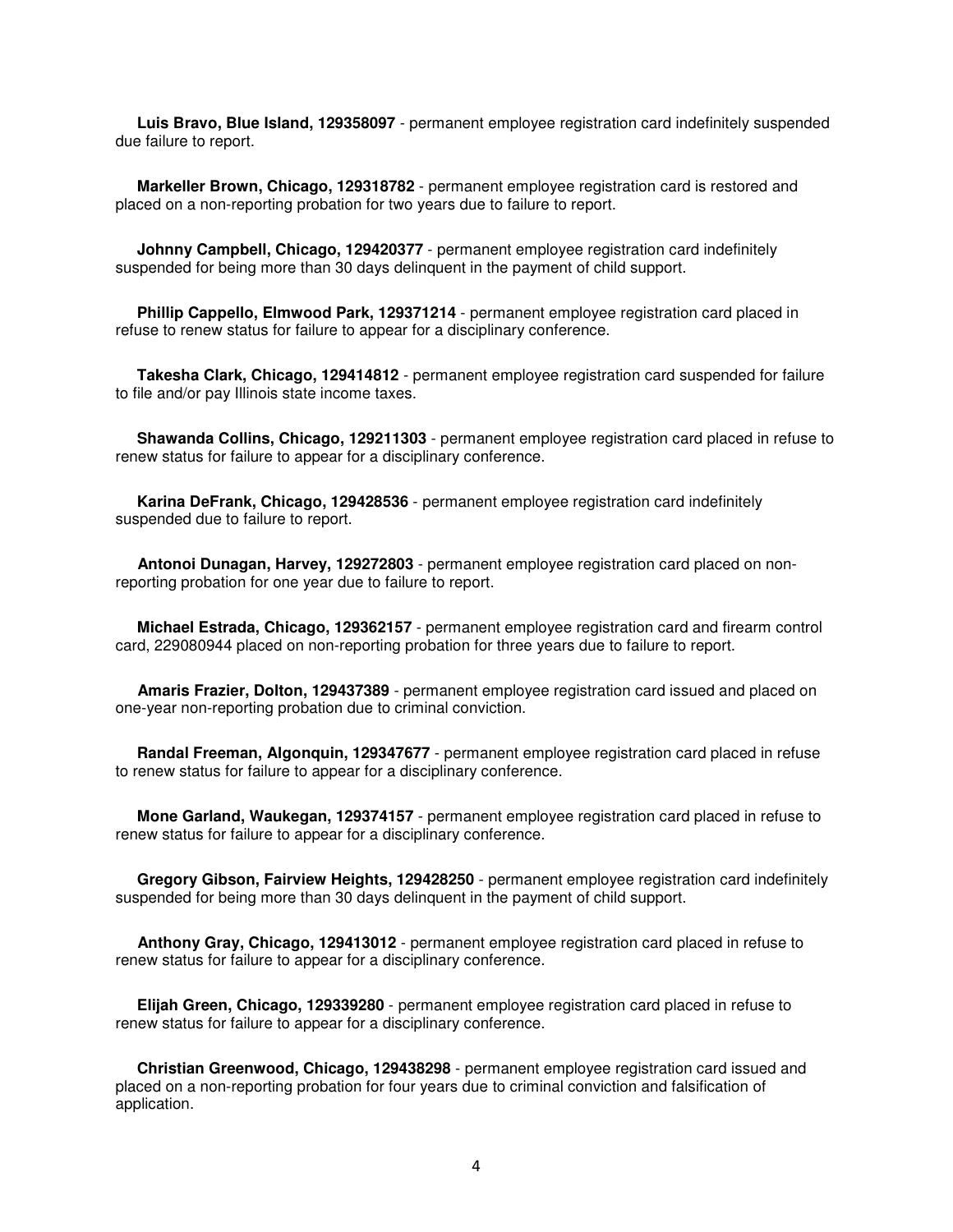**Luis Bravo, Blue Island, 129358097** - permanent employee registration card indefinitely suspended due failure to report.

**Markeller Brown, Chicago, 129318782** - permanent employee registration card is restored and placed on a non-reporting probation for two years due to failure to report.

**Johnny Campbell, Chicago, 129420377** - permanent employee registration card indefinitely suspended for being more than 30 days delinquent in the payment of child support.

**Phillip Cappello, Elmwood Park, 129371214** - permanent employee registration card placed in refuse to renew status for failure to appear for a disciplinary conference.

**Takesha Clark, Chicago, 129414812** - permanent employee registration card suspended for failure to file and/or pay Illinois state income taxes.

**Shawanda Collins, Chicago, 129211303** - permanent employee registration card placed in refuse to renew status for failure to appear for a disciplinary conference.

**Karina DeFrank, Chicago, 129428536** - permanent employee registration card indefinitely suspended due to failure to report.

**Antonoi Dunagan, Harvey, 129272803** - permanent employee registration card placed on non-reporting probation for one year due to failure to report.

**Michael Estrada, Chicago, 129362157** - permanent employee registration card and firearm control card, 229080944 placed on non-reporting probation for three years due to failure to report.

**Amaris Frazier, Dolton, 129437389** - permanent employee registration card issued and placed on one-year non-reporting probation due to criminal conviction.

**Randal Freeman, Algonquin, 129347677** - permanent employee registration card placed in refuse to renew status for failure to appear for a disciplinary conference.

**Mone Garland, Waukegan, 129374157** - permanent employee registration card placed in refuse to renew status for failure to appear for a disciplinary conference.

**Gregory Gibson, Fairview Heights, 129428250** - permanent employee registration card indefinitely suspended for being more than 30 days delinquent in the payment of child support.

**Anthony Gray, Chicago, 129413012** - permanent employee registration card placed in refuse to renew status for failure to appear for a disciplinary conference.

**Elijah Green, Chicago, 129339280** - permanent employee registration card placed in refuse to renew status for failure to appear for a disciplinary conference.

**Christian Greenwood, Chicago, 129438298** - permanent employee registration card issued and placed on a non-reporting probation for four years due to criminal conviction and falsification of application.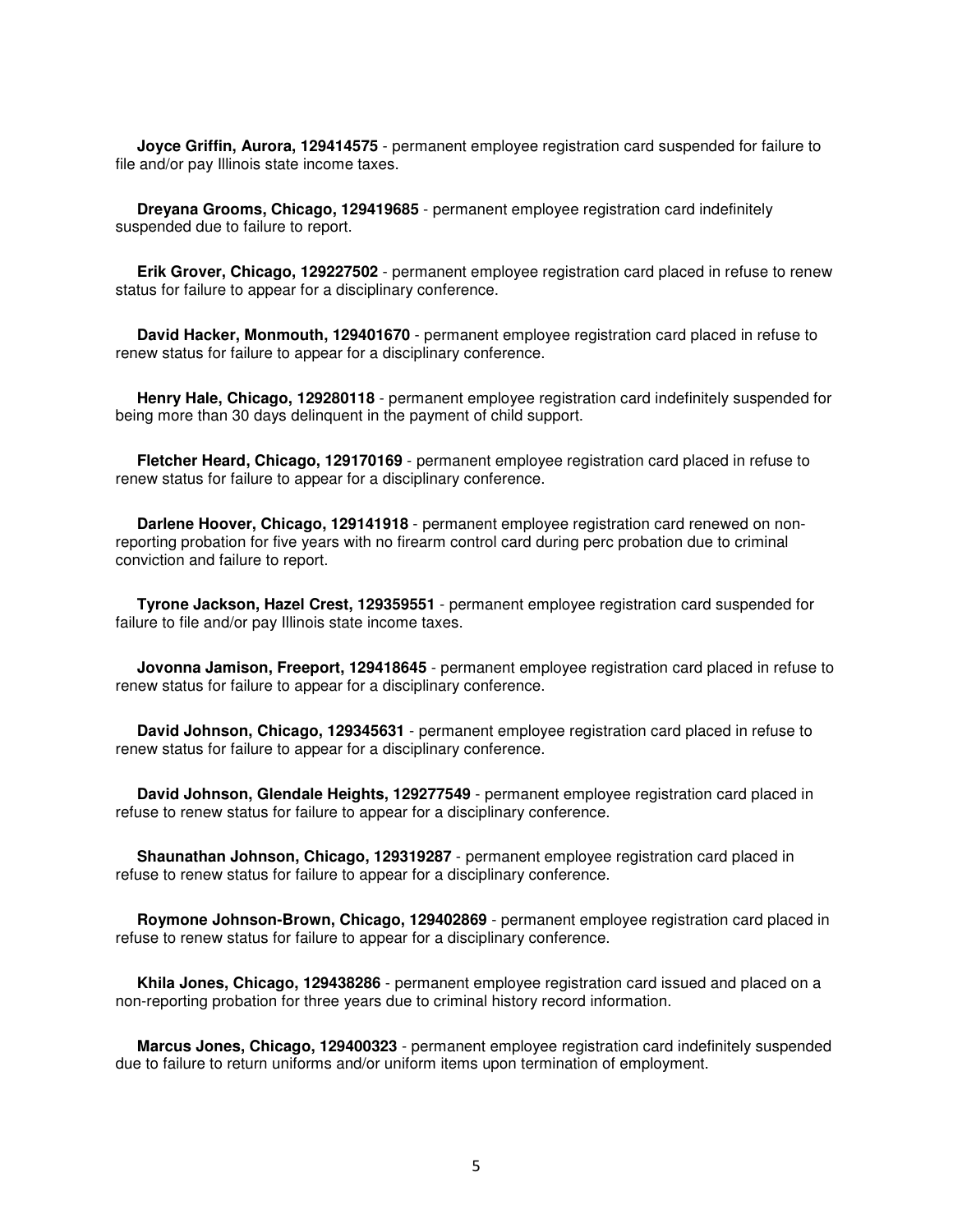**Joyce Griffin, Aurora, 129414575** - permanent employee registration card suspended for failure to file and/or pay Illinois state income taxes.

**Dreyana Grooms, Chicago, 129419685** - permanent employee registration card indefinitely suspended due to failure to report.

**Erik Grover, Chicago, 129227502** - permanent employee registration card placed in refuse to renew status for failure to appear for a disciplinary conference.

**David Hacker, Monmouth, 129401670** - permanent employee registration card placed in refuse to renew status for failure to appear for a disciplinary conference.

**Henry Hale, Chicago, 129280118** - permanent employee registration card indefinitely suspended for being more than 30 days delinquent in the payment of child support.

**Fletcher Heard, Chicago, 129170169** - permanent employee registration card placed in refuse to renew status for failure to appear for a disciplinary conference.

**Darlene Hoover, Chicago, 129141918** - permanent employee registration card renewed on non-reporting probation for five years with no firearm control card during perc probation due to criminal conviction and failure to report.

**Tyrone Jackson, Hazel Crest, 129359551** - permanent employee registration card suspended for failure to file and/or pay Illinois state income taxes.

**Jovonna Jamison, Freeport, 129418645** - permanent employee registration card placed in refuse to renew status for failure to appear for a disciplinary conference.

**David Johnson, Chicago, 129345631** - permanent employee registration card placed in refuse to renew status for failure to appear for a disciplinary conference.

**David Johnson, Glendale Heights, 129277549** - permanent employee registration card placed in refuse to renew status for failure to appear for a disciplinary conference.

**Shaunathan Johnson, Chicago, 129319287** - permanent employee registration card placed in refuse to renew status for failure to appear for a disciplinary conference.

**Roymone Johnson-Brown, Chicago, 129402869** - permanent employee registration card placed in refuse to renew status for failure to appear for a disciplinary conference.

**Khila Jones, Chicago, 129438286** - permanent employee registration card issued and placed on a non-reporting probation for three years due to criminal history record information.

**Marcus Jones, Chicago, 129400323** - permanent employee registration card indefinitely suspended due to failure to return uniforms and/or uniform items upon termination of employment.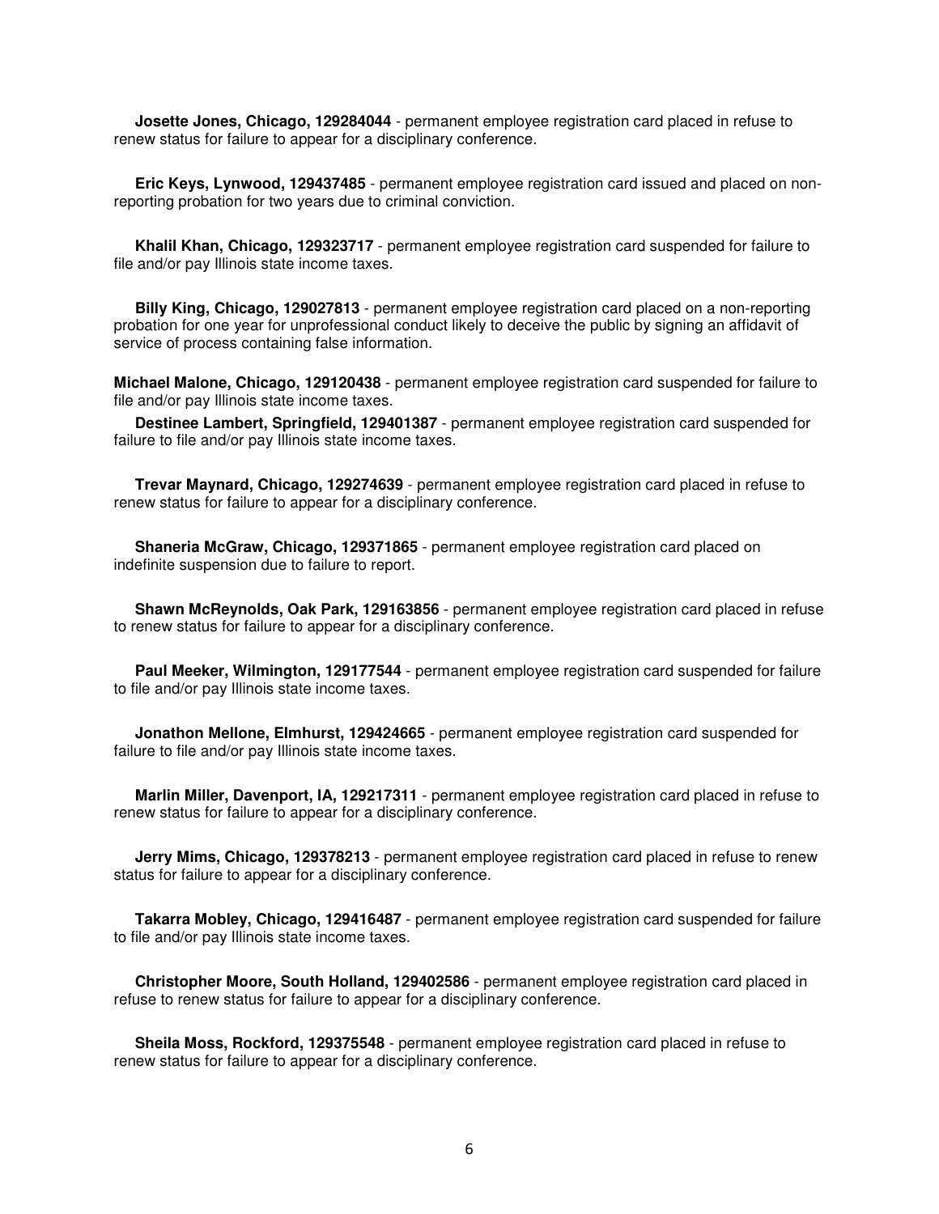**Josette Jones, Chicago, 129284044** - permanent employee registration card placed in refuse to renew status for failure to appear for a disciplinary conference.

**Eric Keys, Lynwood, 129437485** - permanent employee registration card issued and placed on non-reporting probation for two years due to criminal conviction.

**Khalil Khan, Chicago, 129323717** - permanent employee registration card suspended for failure to file and/or pay Illinois state income taxes.

**Billy King, Chicago, 129027813** - permanent employee registration card placed on a non-reporting probation for one year for unprofessional conduct likely to deceive the public by signing an affidavit of service of process containing false information.

**Michael Malone, Chicago, 129120438** - permanent employee registration card suspended for failure to file and/or pay Illinois state income taxes.

**Destinee Lambert, Springfield, 129401387** - permanent employee registration card suspended for failure to file and/or pay Illinois state income taxes.

**Trevar Maynard, Chicago, 129274639** - permanent employee registration card placed in refuse to renew status for failure to appear for a disciplinary conference.

**Shaneria McGraw, Chicago, 129371865** - permanent employee registration card placed on indefinite suspension due to failure to report.

**Shawn McReynolds, Oak Park, 129163856** - permanent employee registration card placed in refuse to renew status for failure to appear for a disciplinary conference.

**Paul Meeker, Wilmington, 129177544** - permanent employee registration card suspended for failure to file and/or pay Illinois state income taxes.

**Jonathon Mellone, Elmhurst, 129424665** - permanent employee registration card suspended for failure to file and/or pay Illinois state income taxes.

**Marlin Miller, Davenport, IA, 129217311** - permanent employee registration card placed in refuse to renew status for failure to appear for a disciplinary conference.

**Jerry Mims, Chicago, 129378213** - permanent employee registration card placed in refuse to renew status for failure to appear for a disciplinary conference.

**Takarra Mobley, Chicago, 129416487** - permanent employee registration card suspended for failure to file and/or pay Illinois state income taxes.

**Christopher Moore, South Holland, 129402586** - permanent employee registration card placed in refuse to renew status for failure to appear for a disciplinary conference.

**Sheila Moss, Rockford, 129375548** - permanent employee registration card placed in refuse to renew status for failure to appear for a disciplinary conference.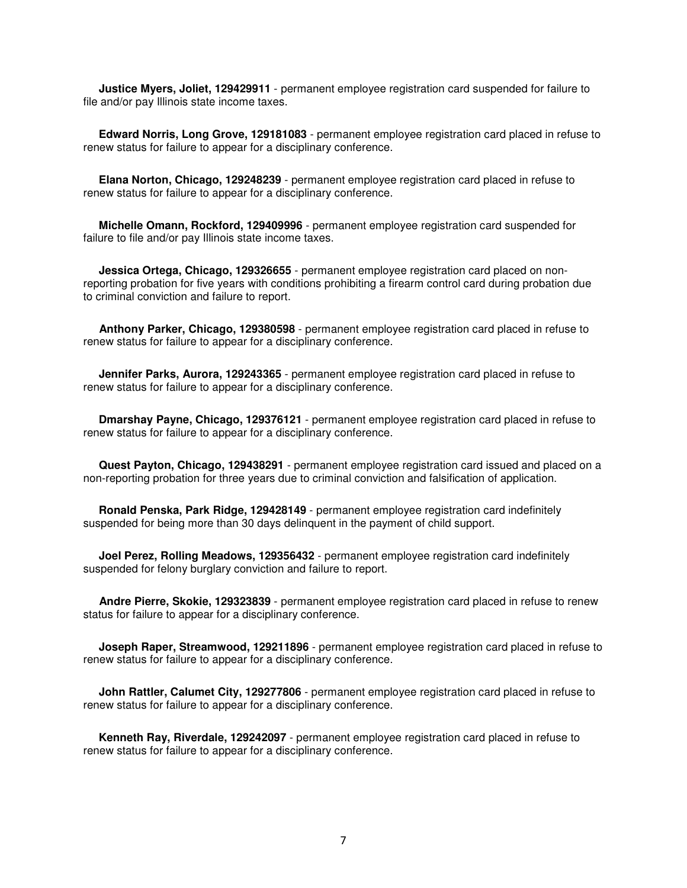**Justice Myers, Joliet, 129429911** - permanent employee registration card suspended for failure to file and/or pay Illinois state income taxes.

**Edward Norris, Long Grove, 129181083** - permanent employee registration card placed in refuse to renew status for failure to appear for a disciplinary conference.

**Elana Norton, Chicago, 129248239** - permanent employee registration card placed in refuse to renew status for failure to appear for a disciplinary conference.

**Michelle Omann, Rockford, 129409996** - permanent employee registration card suspended for failure to file and/or pay Illinois state income taxes.

**Jessica Ortega, Chicago, 129326655** - permanent employee registration card placed on non-reporting probation for five years with conditions prohibiting a firearm control card during probation due to criminal conviction and failure to report.

**Anthony Parker, Chicago, 129380598** - permanent employee registration card placed in refuse to renew status for failure to appear for a disciplinary conference.

**Jennifer Parks, Aurora, 129243365** - permanent employee registration card placed in refuse to renew status for failure to appear for a disciplinary conference.

**Dmarshay Payne, Chicago, 129376121** - permanent employee registration card placed in refuse to renew status for failure to appear for a disciplinary conference.

**Quest Payton, Chicago, 129438291** - permanent employee registration card issued and placed on a non-reporting probation for three years due to criminal conviction and falsification of application.

**Ronald Penska, Park Ridge, 129428149** - permanent employee registration card indefinitely suspended for being more than 30 days delinquent in the payment of child support.

**Joel Perez, Rolling Meadows, 129356432** - permanent employee registration card indefinitely suspended for felony burglary conviction and failure to report.

**Andre Pierre, Skokie, 129323839** - permanent employee registration card placed in refuse to renew status for failure to appear for a disciplinary conference.

**Joseph Raper, Streamwood, 129211896** - permanent employee registration card placed in refuse to renew status for failure to appear for a disciplinary conference.

**John Rattler, Calumet City, 129277806** - permanent employee registration card placed in refuse to renew status for failure to appear for a disciplinary conference.

**Kenneth Ray, Riverdale, 129242097** - permanent employee registration card placed in refuse to renew status for failure to appear for a disciplinary conference.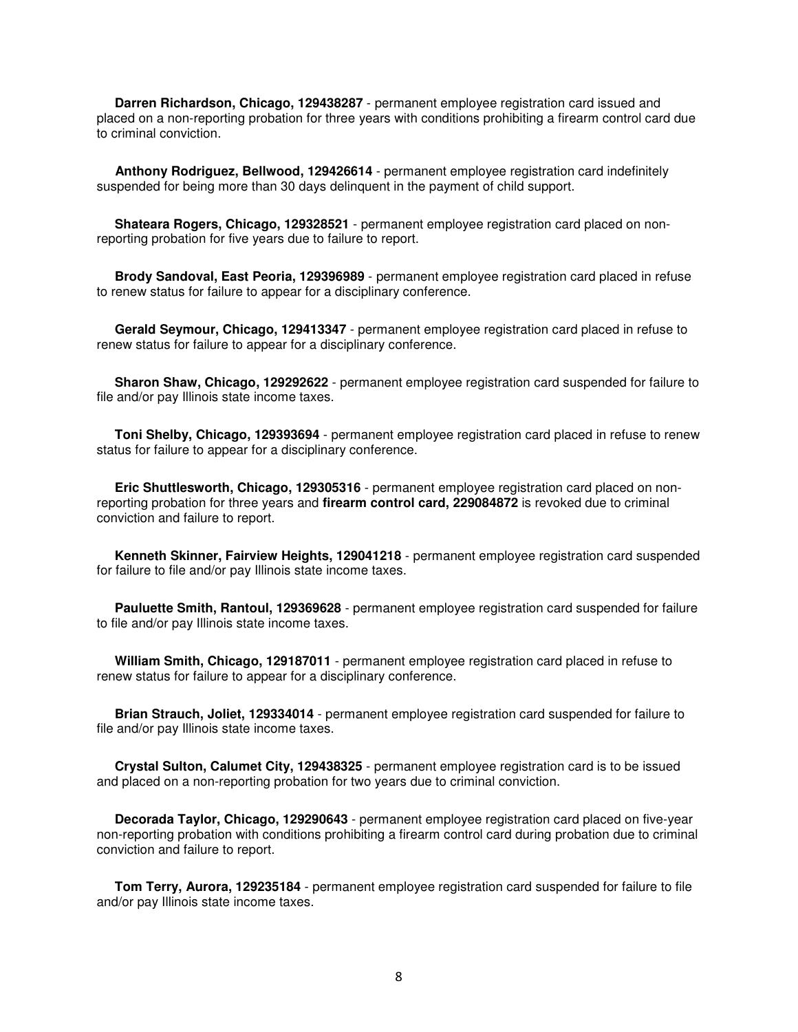**Darren Richardson, Chicago, 129438287** - permanent employee registration card issued and placed on a non-reporting probation for three years with conditions prohibiting a firearm control card due to criminal conviction.

**Anthony Rodriguez, Bellwood, 129426614** - permanent employee registration card indefinitely suspended for being more than 30 days delinquent in the payment of child support.

**Shateara Rogers, Chicago, 129328521** - permanent employee registration card placed on non-reporting probation for five years due to failure to report.

**Brody Sandoval, East Peoria, 129396989** - permanent employee registration card placed in refuse to renew status for failure to appear for a disciplinary conference.

**Gerald Seymour, Chicago, 129413347** - permanent employee registration card placed in refuse to renew status for failure to appear for a disciplinary conference.

**Sharon Shaw, Chicago, 129292622** - permanent employee registration card suspended for failure to file and/or pay Illinois state income taxes.

**Toni Shelby, Chicago, 129393694** - permanent employee registration card placed in refuse to renew status for failure to appear for a disciplinary conference.

**Eric Shuttlesworth, Chicago, 129305316** - permanent employee registration card placed on non-reporting probation for three years and **firearm control card, 229084872** is revoked due to criminal conviction and failure to report.

**Kenneth Skinner, Fairview Heights, 129041218** - permanent employee registration card suspended for failure to file and/or pay Illinois state income taxes.

**Pauluette Smith, Rantoul, 129369628** - permanent employee registration card suspended for failure to file and/or pay Illinois state income taxes.

**William Smith, Chicago, 129187011** - permanent employee registration card placed in refuse to renew status for failure to appear for a disciplinary conference.

**Brian Strauch, Joliet, 129334014** - permanent employee registration card suspended for failure to file and/or pay Illinois state income taxes.

**Crystal Sulton, Calumet City, 129438325** - permanent employee registration card is to be issued and placed on a non-reporting probation for two years due to criminal conviction.

**Decorada Taylor, Chicago, 129290643** - permanent employee registration card placed on five-year non-reporting probation with conditions prohibiting a firearm control card during probation due to criminal conviction and failure to report.

**Tom Terry, Aurora, 129235184** - permanent employee registration card suspended for failure to file and/or pay Illinois state income taxes.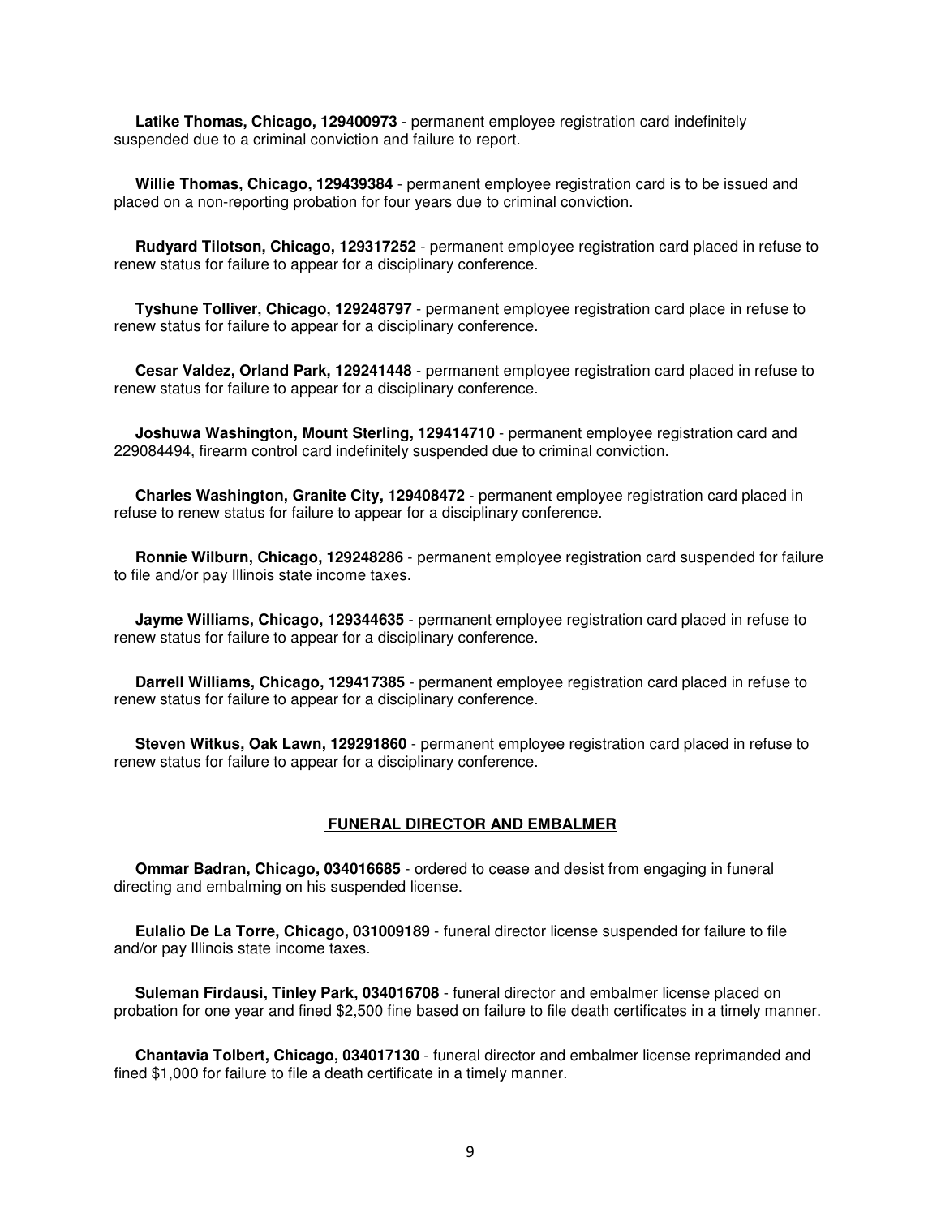**Latike Thomas, Chicago, 129400973** - permanent employee registration card indefinitely suspended due to a criminal conviction and failure to report.

**Willie Thomas, Chicago, 129439384** - permanent employee registration card is to be issued and placed on a non-reporting probation for four years due to criminal conviction.

**Rudyard Tilotson, Chicago, 129317252** - permanent employee registration card placed in refuse to renew status for failure to appear for a disciplinary conference.

**Tyshune Tolliver, Chicago, 129248797** - permanent employee registration card place in refuse to renew status for failure to appear for a disciplinary conference.

**Cesar Valdez, Orland Park, 129241448** - permanent employee registration card placed in refuse to renew status for failure to appear for a disciplinary conference.

**Joshuwa Washington, Mount Sterling, 129414710** - permanent employee registration card and 229084494, firearm control card indefinitely suspended due to criminal conviction.

**Charles Washington, Granite City, 129408472** - permanent employee registration card placed in refuse to renew status for failure to appear for a disciplinary conference.

**Ronnie Wilburn, Chicago, 129248286** - permanent employee registration card suspended for failure to file and/or pay Illinois state income taxes.

**Jayme Williams, Chicago, 129344635** - permanent employee registration card placed in refuse to renew status for failure to appear for a disciplinary conference.

**Darrell Williams, Chicago, 129417385** - permanent employee registration card placed in refuse to renew status for failure to appear for a disciplinary conference.

**Steven Witkus, Oak Lawn, 129291860** - permanent employee registration card placed in refuse to renew status for failure to appear for a disciplinary conference.

## FUNERAL DIRECTOR AND EMBALMER

**Ommar Badran, Chicago, 034016685** - ordered to cease and desist from engaging in funeral directing and embalming on his suspended license.

**Eulalio De La Torre, Chicago, 031009189** - funeral director license suspended for failure to file and/or pay Illinois state income taxes.

**Suleman Firdausi, Tinley Park, 034016708** - funeral director and embalmer license placed on probation for one year and fined $2,500 fine based on failure to file death certificates in a timely manner.

**Chantavia Tolbert, Chicago, 034017130** - funeral director and embalmer license reprimanded and fined $1,000 for failure to file a death certificate in a timely manner.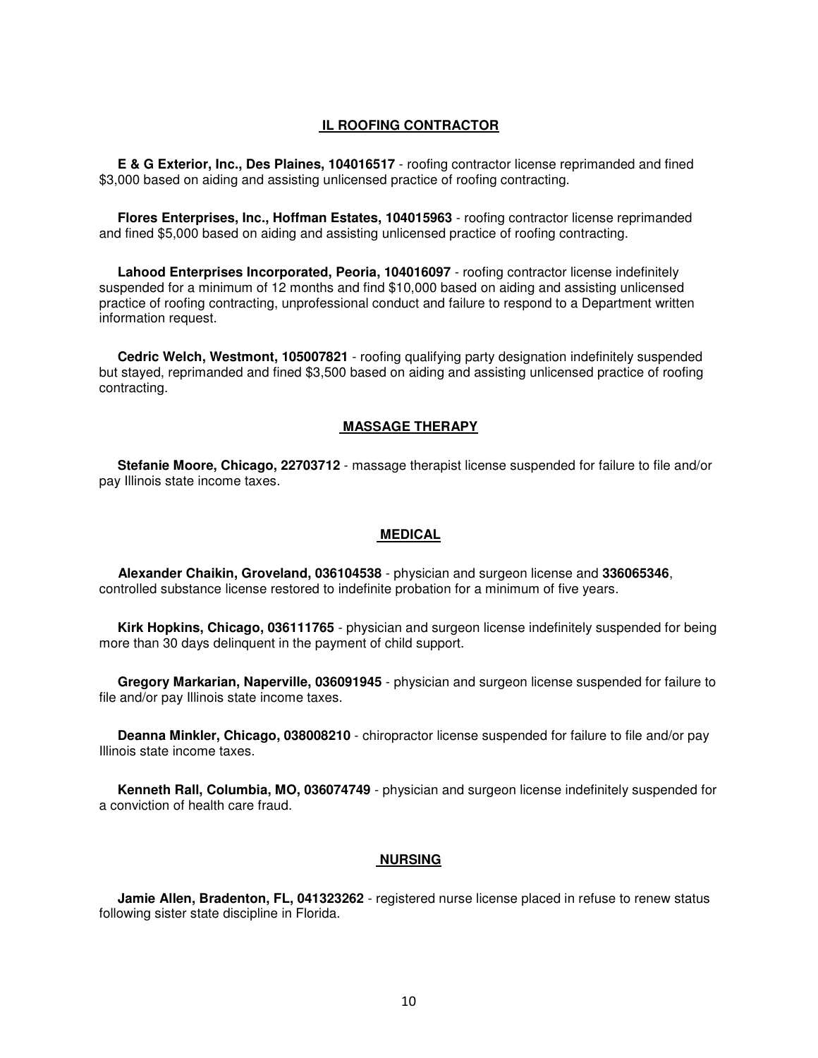## IL ROOFING CONTRACTOR

**E & G Exterior, Inc., Des Plaines, 104016517** - roofing contractor license reprimanded and fined $3,000 based on aiding and assisting unlicensed practice of roofing contracting.

**Flores Enterprises, Inc., Hoffman Estates, 104015963** - roofing contractor license reprimanded and fined $5,000 based on aiding and assisting unlicensed practice of roofing contracting.

**Lahood Enterprises Incorporated, Peoria, 104016097** - roofing contractor license indefinitely suspended for a minimum of 12 months and find $10,000 based on aiding and assisting unlicensed practice of roofing contracting, unprofessional conduct and failure to respond to a Department written information request.

**Cedric Welch, Westmont, 105007821** - roofing qualifying party designation indefinitely suspended but stayed, reprimanded and fined $3,500 based on aiding and assisting unlicensed practice of roofing contracting.

## MASSAGE THERAPY

**Stefanie Moore, Chicago, 22703712** - massage therapist license suspended for failure to file and/or pay Illinois state income taxes.

## MEDICAL

**Alexander Chaikin, Groveland, 036104538** - physician and surgeon license and **336065346**, controlled substance license restored to indefinite probation for a minimum of five years.

**Kirk Hopkins, Chicago, 036111765** - physician and surgeon license indefinitely suspended for being more than 30 days delinquent in the payment of child support.

**Gregory Markarian, Naperville, 036091945** - physician and surgeon license suspended for failure to file and/or pay Illinois state income taxes.

**Deanna Minkler, Chicago, 038008210** - chiropractor license suspended for failure to file and/or pay Illinois state income taxes.

**Kenneth Rall, Columbia, MO, 036074749** - physician and surgeon license indefinitely suspended for a conviction of health care fraud.

## NURSING

**Jamie Allen, Bradenton, FL, 041323262** - registered nurse license placed in refuse to renew status following sister state discipline in Florida.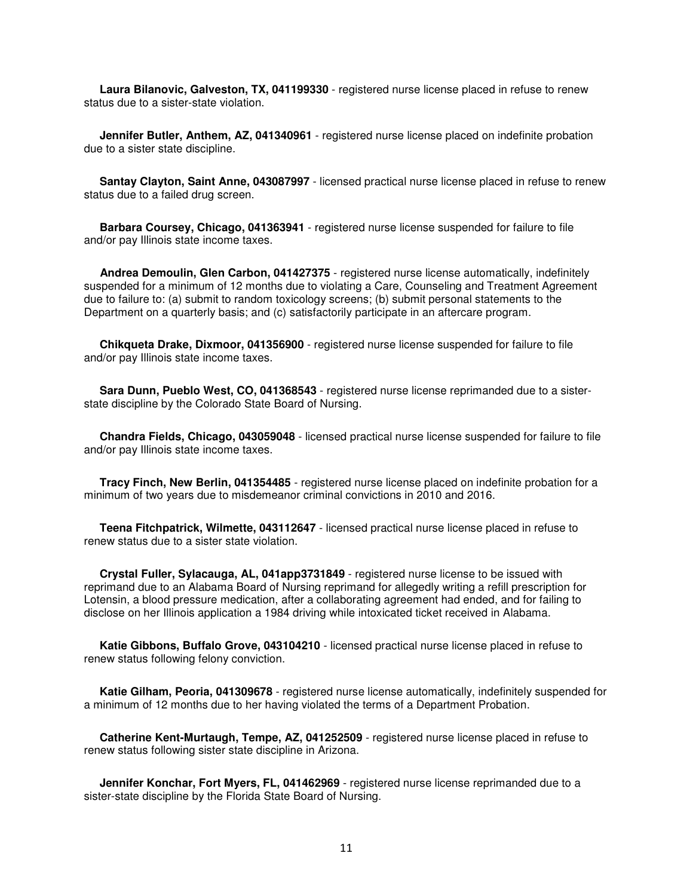**Laura Bilanovic, Galveston, TX, 041199330** - registered nurse license placed in refuse to renew status due to a sister-state violation.

**Jennifer Butler, Anthem, AZ, 041340961** - registered nurse license placed on indefinite probation due to a sister state discipline.

**Santay Clayton, Saint Anne, 043087997** - licensed practical nurse license placed in refuse to renew status due to a failed drug screen.

**Barbara Coursey, Chicago, 041363941** - registered nurse license suspended for failure to file and/or pay Illinois state income taxes.

**Andrea Demoulin, Glen Carbon, 041427375** - registered nurse license automatically, indefinitely suspended for a minimum of 12 months due to violating a Care, Counseling and Treatment Agreement due to failure to: (a) submit to random toxicology screens; (b) submit personal statements to the Department on a quarterly basis; and (c) satisfactorily participate in an aftercare program.

**Chikqueta Drake, Dixmoor, 041356900** - registered nurse license suspended for failure to file and/or pay Illinois state income taxes.

**Sara Dunn, Pueblo West, CO, 041368543** - registered nurse license reprimanded due to a sister-state discipline by the Colorado State Board of Nursing.

**Chandra Fields, Chicago, 043059048** - licensed practical nurse license suspended for failure to file and/or pay Illinois state income taxes.

**Tracy Finch, New Berlin, 041354485** - registered nurse license placed on indefinite probation for a minimum of two years due to misdemeanor criminal convictions in 2010 and 2016.

**Teena Fitchpatrick, Wilmette, 043112647** - licensed practical nurse license placed in refuse to renew status due to a sister state violation.

**Crystal Fuller, Sylacauga, AL, 041app3731849** - registered nurse license to be issued with reprimand due to an Alabama Board of Nursing reprimand for allegedly writing a refill prescription for Lotensin, a blood pressure medication, after a collaborating agreement had ended, and for failing to disclose on her Illinois application a 1984 driving while intoxicated ticket received in Alabama.

**Katie Gibbons, Buffalo Grove, 043104210** - licensed practical nurse license placed in refuse to renew status following felony conviction.

**Katie Gilham, Peoria, 041309678** - registered nurse license automatically, indefinitely suspended for a minimum of 12 months due to her having violated the terms of a Department Probation.

**Catherine Kent-Murtaugh, Tempe, AZ, 041252509** - registered nurse license placed in refuse to renew status following sister state discipline in Arizona.

**Jennifer Konchar, Fort Myers, FL, 041462969** - registered nurse license reprimanded due to a sister-state discipline by the Florida State Board of Nursing.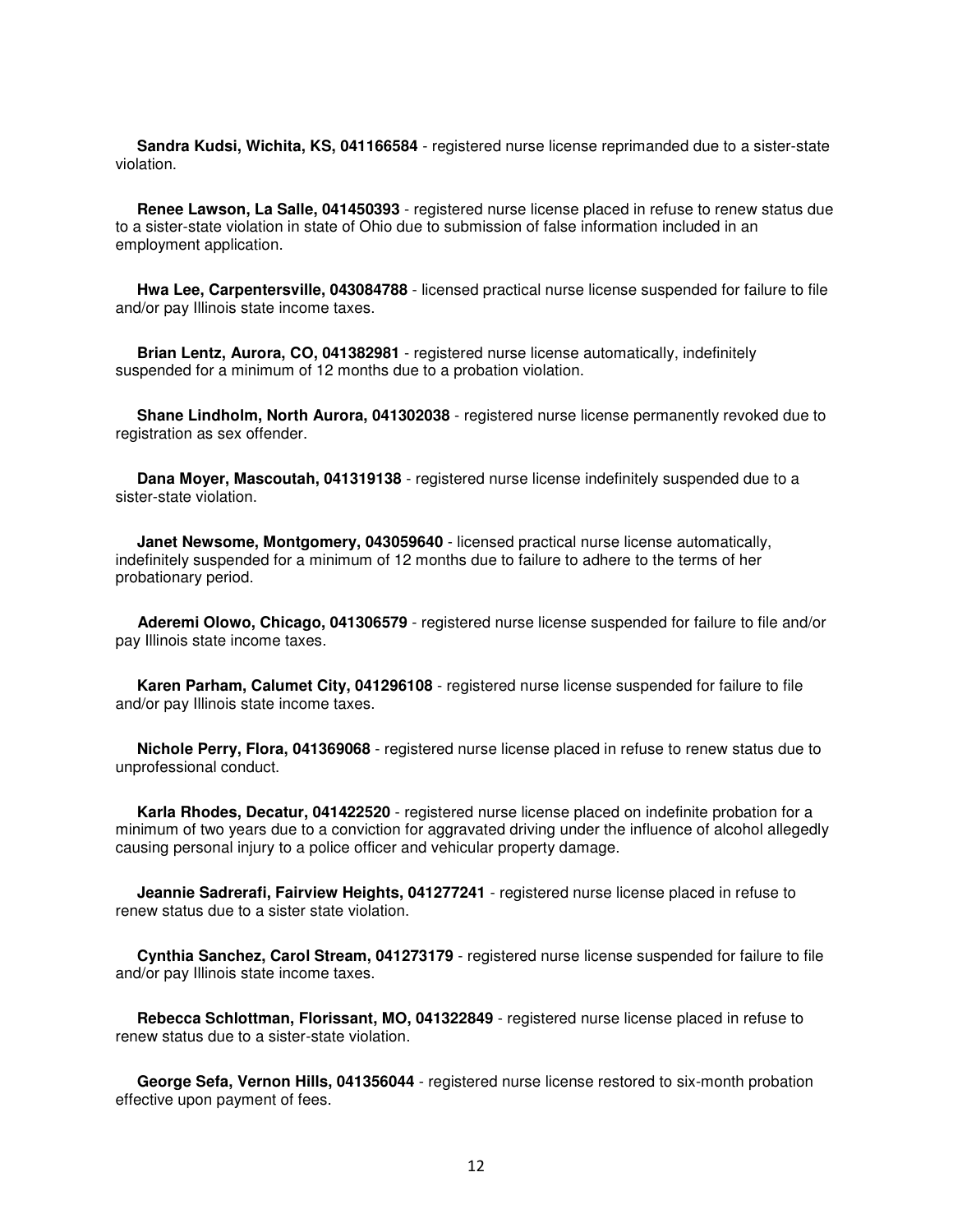**Sandra Kudsi, Wichita, KS, 041166584** - registered nurse license reprimanded due to a sister-state violation.

**Renee Lawson, La Salle, 041450393** - registered nurse license placed in refuse to renew status due to a sister-state violation in state of Ohio due to submission of false information included in an employment application.

**Hwa Lee, Carpentersville, 043084788** - licensed practical nurse license suspended for failure to file and/or pay Illinois state income taxes.

**Brian Lentz, Aurora, CO, 041382981** - registered nurse license automatically, indefinitely suspended for a minimum of 12 months due to a probation violation.

**Shane Lindholm, North Aurora, 041302038** - registered nurse license permanently revoked due to registration as sex offender.

**Dana Moyer, Mascoutah, 041319138** - registered nurse license indefinitely suspended due to a sister-state violation.

**Janet Newsome, Montgomery, 043059640** - licensed practical nurse license automatically, indefinitely suspended for a minimum of 12 months due to failure to adhere to the terms of her probationary period.

**Aderemi Olowo, Chicago, 041306579** - registered nurse license suspended for failure to file and/or pay Illinois state income taxes.

**Karen Parham, Calumet City, 041296108** - registered nurse license suspended for failure to file and/or pay Illinois state income taxes.

**Nichole Perry, Flora, 041369068** - registered nurse license placed in refuse to renew status due to unprofessional conduct.

**Karla Rhodes, Decatur, 041422520** - registered nurse license placed on indefinite probation for a minimum of two years due to a conviction for aggravated driving under the influence of alcohol allegedly causing personal injury to a police officer and vehicular property damage.

**Jeannie Sadrerafi, Fairview Heights, 041277241** - registered nurse license placed in refuse to renew status due to a sister state violation.

**Cynthia Sanchez, Carol Stream, 041273179** - registered nurse license suspended for failure to file and/or pay Illinois state income taxes.

**Rebecca Schlottman, Florissant, MO, 041322849** - registered nurse license placed in refuse to renew status due to a sister-state violation.

**George Sefa, Vernon Hills, 041356044** - registered nurse license restored to six-month probation effective upon payment of fees.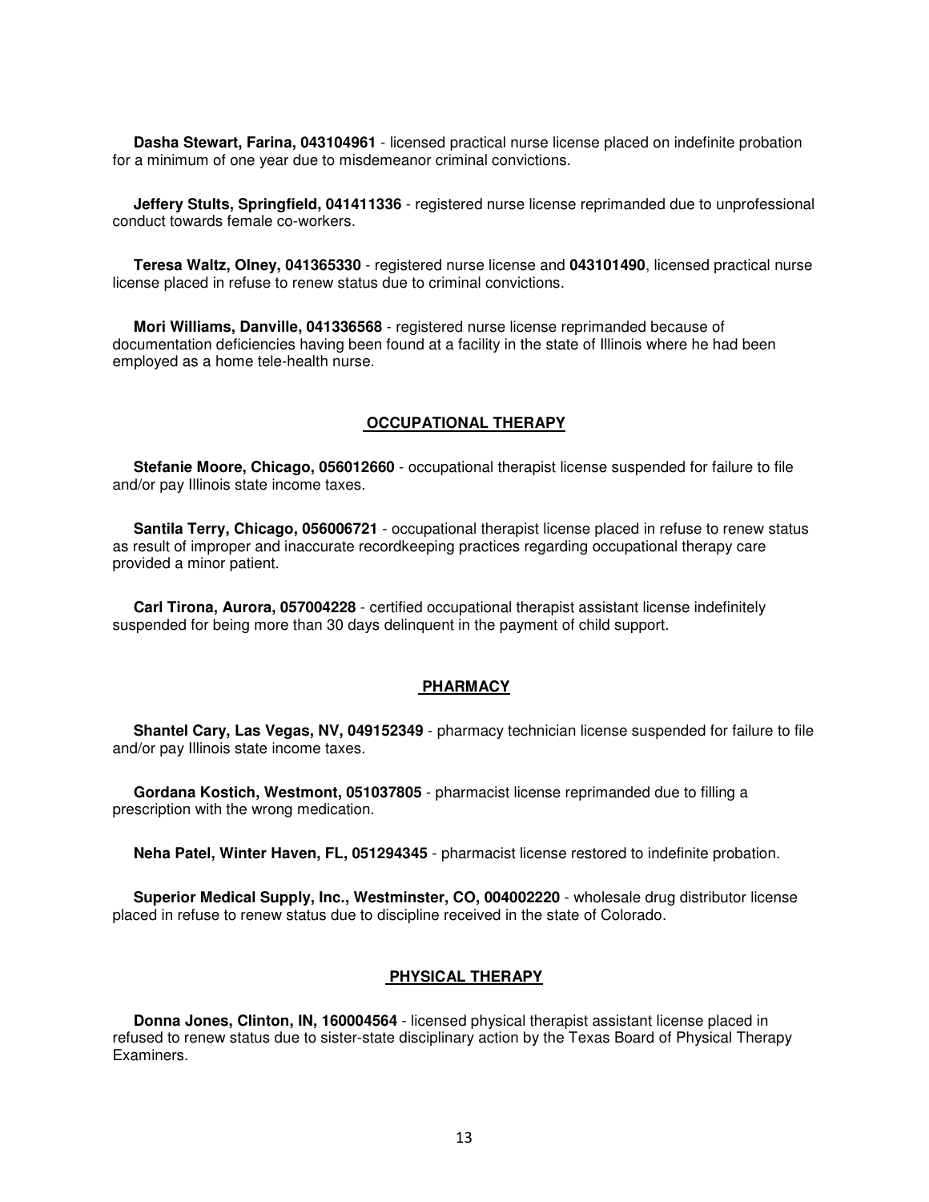**Dasha Stewart, Farina, 043104961** - licensed practical nurse license placed on indefinite probation for a minimum of one year due to misdemeanor criminal convictions.

**Jeffery Stults, Springfield, 041411336** - registered nurse license reprimanded due to unprofessional conduct towards female co-workers.

**Teresa Waltz, Olney, 041365330** - registered nurse license and **043101490**, licensed practical nurse license placed in refuse to renew status due to criminal convictions.

**Mori Williams, Danville, 041336568** - registered nurse license reprimanded because of documentation deficiencies having been found at a facility in the state of Illinois where he had been employed as a home tele-health nurse.

## OCCUPATIONAL THERAPY

**Stefanie Moore, Chicago, 056012660** - occupational therapist license suspended for failure to file and/or pay Illinois state income taxes.

**Santila Terry, Chicago, 056006721** - occupational therapist license placed in refuse to renew status as result of improper and inaccurate recordkeeping practices regarding occupational therapy care provided a minor patient.

**Carl Tirona, Aurora, 057004228** - certified occupational therapist assistant license indefinitely suspended for being more than 30 days delinquent in the payment of child support.

## PHARMACY

**Shantel Cary, Las Vegas, NV, 049152349** - pharmacy technician license suspended for failure to file and/or pay Illinois state income taxes.

**Gordana Kostich, Westmont, 051037805** - pharmacist license reprimanded due to filling a prescription with the wrong medication.

**Neha Patel, Winter Haven, FL, 051294345** - pharmacist license restored to indefinite probation.

**Superior Medical Supply, Inc., Westminster, CO, 004002220** - wholesale drug distributor license placed in refuse to renew status due to discipline received in the state of Colorado.

## PHYSICAL THERAPY

**Donna Jones, Clinton, IN, 160004564** - licensed physical therapist assistant license placed in refused to renew status due to sister-state disciplinary action by the Texas Board of Physical Therapy Examiners.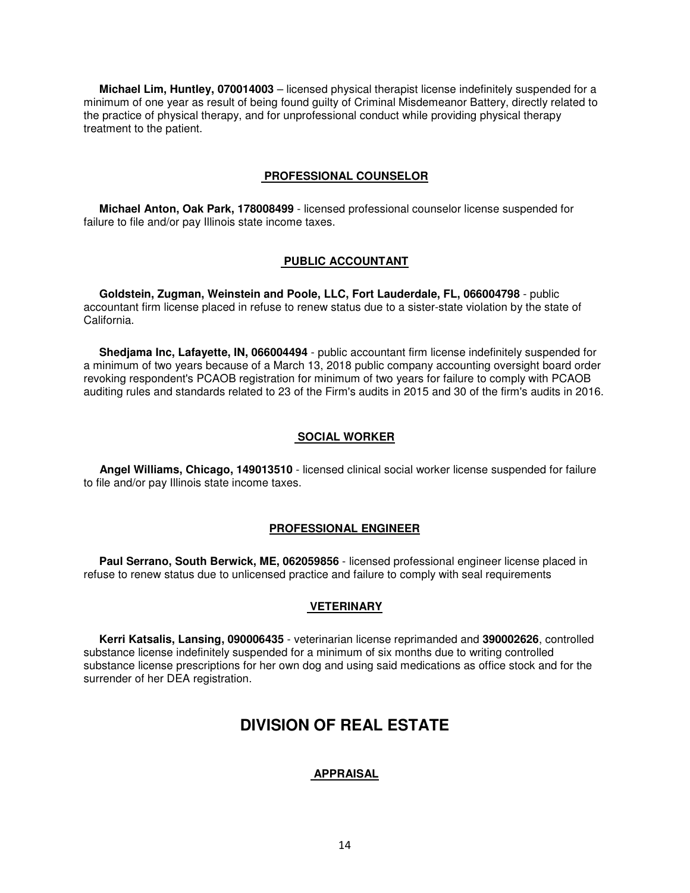**Michael Lim, Huntley, 070014003** – licensed physical therapist license indefinitely suspended for a minimum of one year as result of being found guilty of Criminal Misdemeanor Battery, directly related to the practice of physical therapy, and for unprofessional conduct while providing physical therapy treatment to the patient.

### PROFESSIONAL COUNSELOR

**Michael Anton, Oak Park, 178008499** - licensed professional counselor license suspended for failure to file and/or pay Illinois state income taxes.

### PUBLIC ACCOUNTANT

**Goldstein, Zugman, Weinstein and Poole, LLC, Fort Lauderdale, FL, 066004798** - public accountant firm license placed in refuse to renew status due to a sister-state violation by the state of California.

**Shedjama Inc, Lafayette, IN, 066004494** - public accountant firm license indefinitely suspended for a minimum of two years because of a March 13, 2018 public company accounting oversight board order revoking respondent's PCAOB registration for minimum of two years for failure to comply with PCAOB auditing rules and standards related to 23 of the Firm's audits in 2015 and 30 of the firm's audits in 2016.

### SOCIAL WORKER

**Angel Williams, Chicago, 149013510** - licensed clinical social worker license suspended for failure to file and/or pay Illinois state income taxes.

### PROFESSIONAL ENGINEER

**Paul Serrano, South Berwick, ME, 062059856** - licensed professional engineer license placed in refuse to renew status due to unlicensed practice and failure to comply with seal requirements

### VETERINARY

**Kerri Katsalis, Lansing, 090006435** - veterinarian license reprimanded and **390002626**, controlled substance license indefinitely suspended for a minimum of six months due to writing controlled substance license prescriptions for her own dog and using said medications as office stock and for the surrender of her DEA registration.

## DIVISION OF REAL ESTATE

### APPRAISAL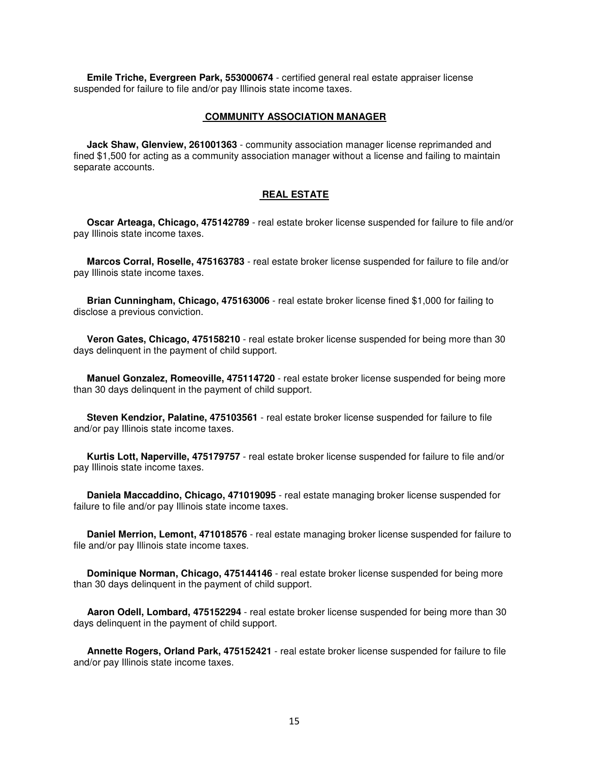**Emile Triche, Evergreen Park, 553000674** - certified general real estate appraiser license suspended for failure to file and/or pay Illinois state income taxes.

## COMMUNITY ASSOCIATION MANAGER

**Jack Shaw, Glenview, 261001363** - community association manager license reprimanded and fined $1,500 for acting as a community association manager without a license and failing to maintain separate accounts.

## REAL ESTATE

**Oscar Arteaga, Chicago, 475142789** - real estate broker license suspended for failure to file and/or pay Illinois state income taxes.

**Marcos Corral, Roselle, 475163783** - real estate broker license suspended for failure to file and/or pay Illinois state income taxes.

**Brian Cunningham, Chicago, 475163006** - real estate broker license fined $1,000 for failing to disclose a previous conviction.

**Veron Gates, Chicago, 475158210** - real estate broker license suspended for being more than 30 days delinquent in the payment of child support.

**Manuel Gonzalez, Romeoville, 475114720** - real estate broker license suspended for being more than 30 days delinquent in the payment of child support.

**Steven Kendzior, Palatine, 475103561** - real estate broker license suspended for failure to file and/or pay Illinois state income taxes.

**Kurtis Lott, Naperville, 475179757** - real estate broker license suspended for failure to file and/or pay Illinois state income taxes.

**Daniela Maccaddino, Chicago, 471019095** - real estate managing broker license suspended for failure to file and/or pay Illinois state income taxes.

**Daniel Merrion, Lemont, 471018576** - real estate managing broker license suspended for failure to file and/or pay Illinois state income taxes.

**Dominique Norman, Chicago, 475144146** - real estate broker license suspended for being more than 30 days delinquent in the payment of child support.

**Aaron Odell, Lombard, 475152294** - real estate broker license suspended for being more than 30 days delinquent in the payment of child support.

**Annette Rogers, Orland Park, 475152421** - real estate broker license suspended for failure to file and/or pay Illinois state income taxes.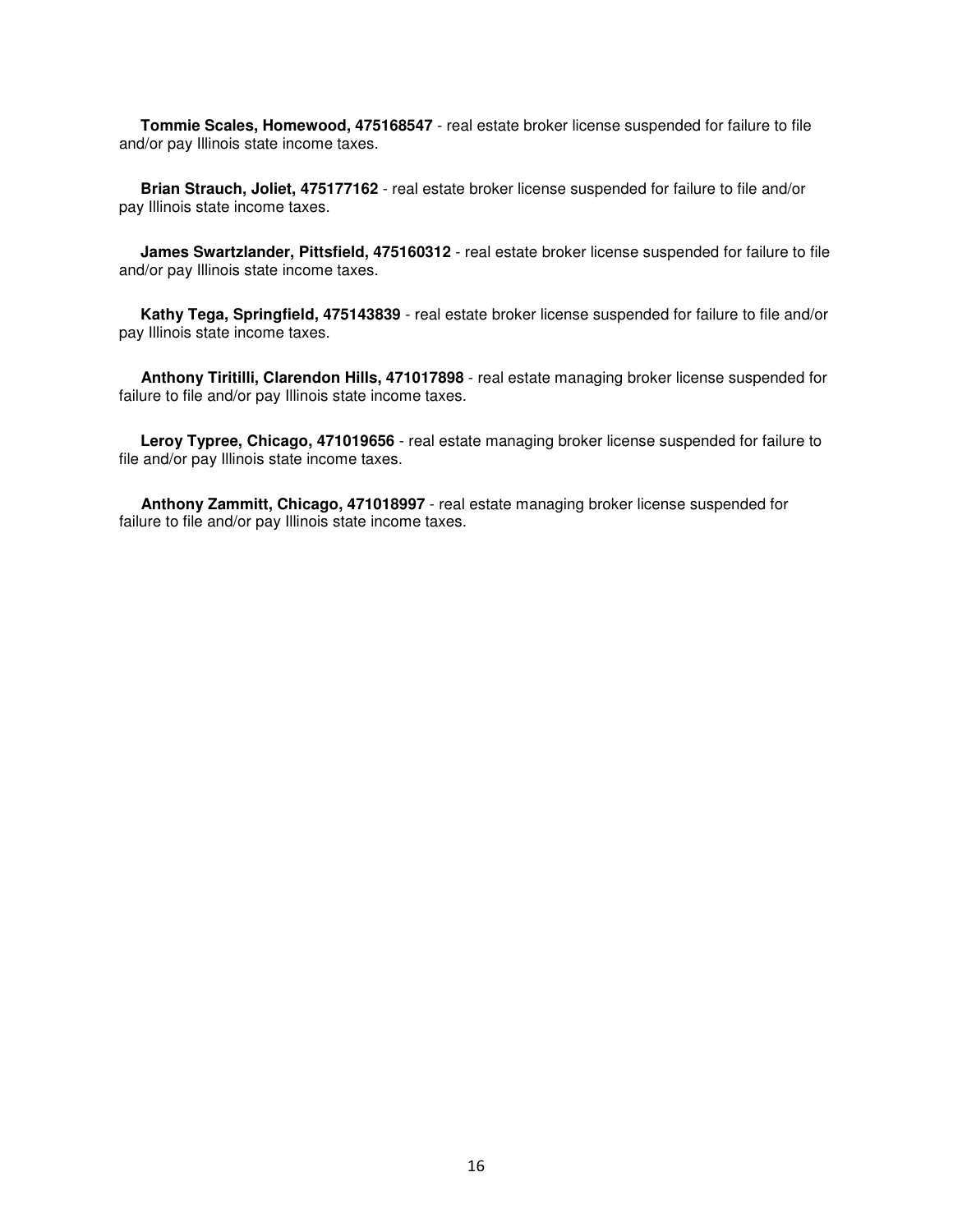**Tommie Scales, Homewood, 475168547** - real estate broker license suspended for failure to file and/or pay Illinois state income taxes.

**Brian Strauch, Joliet, 475177162** - real estate broker license suspended for failure to file and/or pay Illinois state income taxes.

**James Swartzlander, Pittsfield, 475160312** - real estate broker license suspended for failure to file and/or pay Illinois state income taxes.

**Kathy Tega, Springfield, 475143839** - real estate broker license suspended for failure to file and/or pay Illinois state income taxes.

**Anthony Tiritilli, Clarendon Hills, 471017898** - real estate managing broker license suspended for failure to file and/or pay Illinois state income taxes.

**Leroy Typree, Chicago, 471019656** - real estate managing broker license suspended for failure to file and/or pay Illinois state income taxes.

**Anthony Zammitt, Chicago, 471018997** - real estate managing broker license suspended for failure to file and/or pay Illinois state income taxes.